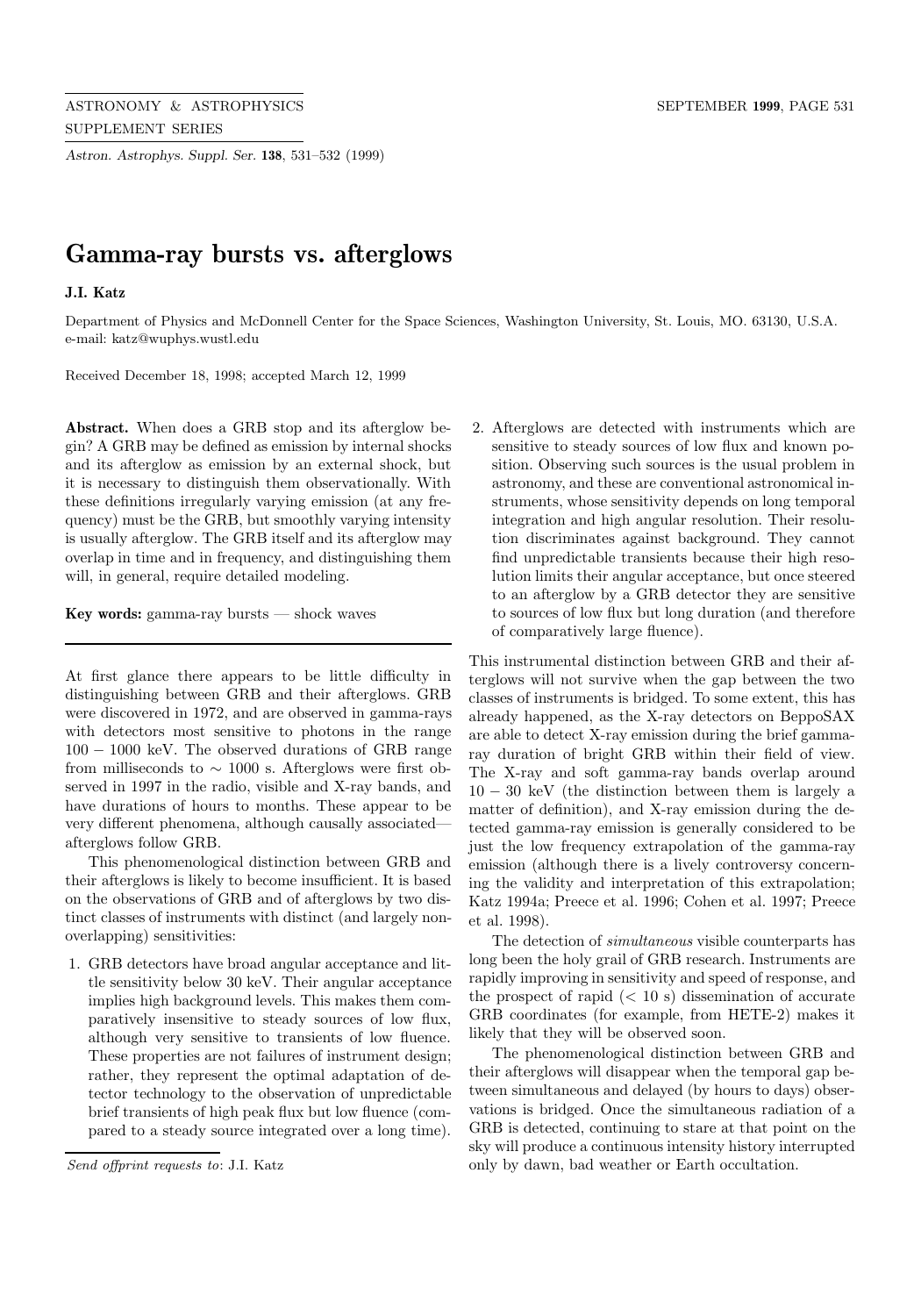# Gamma-ray bursts vs. afterglows

**J.I. Katz**

Department of Physics and McDonnell Center for the Space Sciences, Washington University, St. Louis, MO. 63130, U.S.A.
e-mail: katz@wuphys.wustl.edu

Received December 18, 1998; accepted March 12, 1999

**Abstract.** When does a GRB stop and its afterglow begin? A GRB may be defined as emission by internal shocks and its afterglow as emission by an external shock, but it is necessary to distinguish them observationally. With these definitions irregularly varying emission (at any frequency) must be the GRB, but smoothly varying intensity is usually afterglow. The GRB itself and its afterglow may overlap in time and in frequency, and distinguishing them will, in general, require detailed modeling.

**Key words:** gamma-ray bursts — shock waves

---

At first glance there appears to be little difficulty in distinguishing between GRB and their afterglows. GRB were discovered in 1972, and are observed in gamma-rays with detectors most sensitive to photons in the range $100 - 1000$ keV. The observed durations of GRB range from milliseconds to $\sim 1000$ s. Afterglows were first observed in 1997 in the radio, visible and X-ray bands, and have durations of hours to months. These appear to be very different phenomena, although causally associated—afterglows follow GRB.

This phenomenological distinction between GRB and their afterglows is likely to become insufficient. It is based on the observations of GRB and of afterglows by two distinct classes of instruments with distinct (and largely non-overlapping) sensitivities:

1. GRB detectors have broad angular acceptance and little sensitivity below 30 keV. Their angular acceptance implies high background levels. This makes them comparatively insensitive to steady sources of low flux, although very sensitive to transients of low fluence. These properties are not failures of instrument design; rather, they represent the optimal adaptation of detector technology to the observation of unpredictable brief transients of high peak flux but low fluence (compared to a steady source integrated over a long time).
2. Afterglows are detected with instruments which are sensitive to steady sources of low flux and known position. Observing such sources is the usual problem in astronomy, and these are conventional astronomical instruments, whose sensitivity depends on long temporal integration and high angular resolution. Their resolution discriminates against background. They cannot find unpredictable transients because their high resolution limits their angular acceptance, but once steered to an afterglow by a GRB detector they are sensitive to sources of low flux but long duration (and therefore of comparatively large fluence).

This instrumental distinction between GRB and their afterglows will not survive when the gap between the two classes of instruments is bridged. To some extent, this has already happened, as the X-ray detectors on BeppoSAX are able to detect X-ray emission during the brief gamma-ray duration of bright GRB within their field of view. The X-ray and soft gamma-ray bands overlap around $10 - 30$ keV (the distinction between them is largely a matter of definition), and X-ray emission during the detected gamma-ray emission is generally considered to be just the low frequency extrapolation of the gamma-ray emission (although there is a lively controversy concerning the validity and interpretation of this extrapolation; Katz 1994a; Preece et al. 1996; Cohen et al. 1997; Preece et al. 1998).

The detection of *simultaneous* visible counterparts has long been the holy grail of GRB research. Instruments are rapidly improving in sensitivity and speed of response, and the prospect of rapid ($< 10$ s) dissemination of accurate GRB coordinates (for example, from HETE-2) makes it likely that they will be observed soon.

The phenomenological distinction between GRB and their afterglows will disappear when the temporal gap between simultaneous and delayed (by hours to days) observations is bridged. Once the simultaneous radiation of a GRB is detected, continuing to stare at that point on the sky will produce a continuous intensity history interrupted only by dawn, bad weather or Earth occultation.

*Send offprint requests to*: J.I. Katz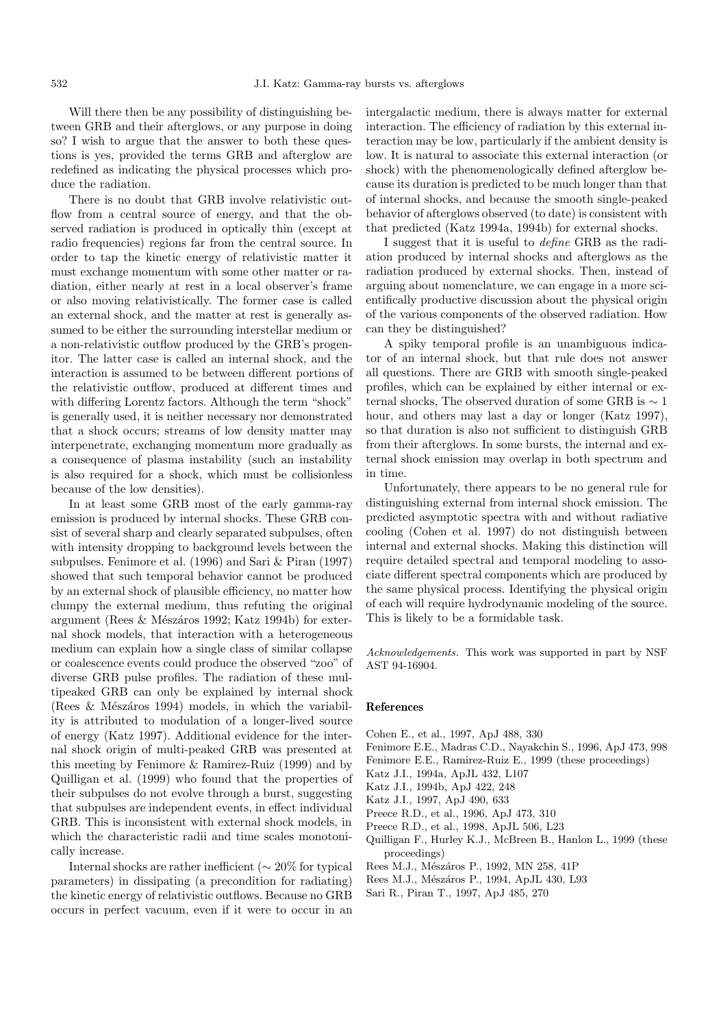Will there then be any possibility of distinguishing between GRB and their afterglows, or any purpose in doing so? I wish to argue that the answer to both these questions is yes, provided the terms GRB and afterglow are redefined as indicating the physical processes which produce the radiation.

There is no doubt that GRB involve relativistic outflow from a central source of energy, and that the observed radiation is produced in optically thin (except at radio frequencies) regions far from the central source. In order to tap the kinetic energy of relativistic matter it must exchange momentum with some other matter or radiation, either nearly at rest in a local observer's frame or also moving relativistically. The former case is called an external shock, and the matter at rest is generally assumed to be either the surrounding interstellar medium or a non-relativistic outflow produced by the GRB's progenitor. The latter case is called an internal shock, and the interaction is assumed to be between different portions of the relativistic outflow, produced at different times and with differing Lorentz factors. Although the term "shock" is generally used, it is neither necessary nor demonstrated that a shock occurs; streams of low density matter may interpenetrate, exchanging momentum more gradually as a consequence of plasma instability (such an instability is also required for a shock, which must be collisionless because of the low densities).

In at least some GRB most of the early gamma-ray emission is produced by internal shocks. These GRB consist of several sharp and clearly separated subpulses, often with intensity dropping to background levels between the subpulses. Fenimore et al. (1996) and Sari & Piran (1997) showed that such temporal behavior cannot be produced by an external shock of plausible efficiency, no matter how clumpy the external medium, thus refuting the original argument (Rees & Mészáros 1992; Katz 1994b) for external shock models, that interaction with a heterogeneous medium can explain how a single class of similar collapse or coalescence events could produce the observed "zoo" of diverse GRB pulse profiles. The radiation of these multipeaked GRB can only be explained by internal shock (Rees & Mészáros 1994) models, in which the variability is attributed to modulation of a longer-lived source of energy (Katz 1997). Additional evidence for the internal shock origin of multi-peaked GRB was presented at this meeting by Fenimore & Ramirez-Ruiz (1999) and by Quilligan et al. (1999) who found that the properties of their subpulses do not evolve through a burst, suggesting that subpulses are independent events, in effect individual GRB. This is inconsistent with external shock models, in which the characteristic radii and time scales monotonically increase.

Internal shocks are rather inefficient ($\sim 20\%$ for typical parameters) in dissipating (a precondition for radiating) the kinetic energy of relativistic outflows. Because no GRB occurs in perfect vacuum, even if it were to occur in an intergalactic medium, there is always matter for external interaction. The efficiency of radiation by this external interaction may be low, particularly if the ambient density is low. It is natural to associate this external interaction (or shock) with the phenomenologically defined afterglow because its duration is predicted to be much longer than that of internal shocks, and because the smooth single-peaked behavior of afterglows observed (to date) is consistent with that predicted (Katz 1994a, 1994b) for external shocks.

I suggest that it is useful to *define* GRB as the radiation produced by internal shocks and afterglows as the radiation produced by external shocks. Then, instead of arguing about nomenclature, we can engage in a more scientifically productive discussion about the physical origin of the various components of the observed radiation. How can they be distinguished?

A spiky temporal profile is an unambiguous indicator of an internal shock, but that rule does not answer all questions. There are GRB with smooth single-peaked profiles, which can be explained by either internal or external shocks, The observed duration of some GRB is $\sim 1$ hour, and others may last a day or longer (Katz 1997), so that duration is also not sufficient to distinguish GRB from their afterglows. In some bursts, the internal and external shock emission may overlap in both spectrum and in time.

Unfortunately, there appears to be no general rule for distinguishing external from internal shock emission. The predicted asymptotic spectra with and without radiative cooling (Cohen et al. 1997) do not distinguish between internal and external shocks. Making this distinction will require detailed spectral and temporal modeling to associate different spectral components which are produced by the same physical process. Identifying the physical origin of each will require hydrodynamic modeling of the source. This is likely to be a formidable task.

*Acknowledgements.* This work was supported in part by NSF AST 94-16904.

## References

- Cohen E., et al., 1997, ApJ 488, 330
- Fenimore E.E., Madras C.D., Nayakchin S., 1996, ApJ 473, 998
- Fenimore E.E., Ramirez-Ruiz E., 1999 (these proceedings)
- Katz J.I., 1994a, ApJL 432, L107
- Katz J.I., 1994b, ApJ 422, 248
- Katz J.I., 1997, ApJ 490, 633
- Preece R.D., et al., 1996, ApJ 473, 310
- Preece R.D., et al., 1998, ApJL 506, L23
- Quilligan F., Hurley K.J., McBreen B., Hanlon L., 1999 (these proceedings)
- Rees M.J., Mészáros P., 1992, MN 258, 41P
- Rees M.J., Mészáros P., 1994, ApJL 430, L93
- Sari R., Piran T., 1997, ApJ 485, 270